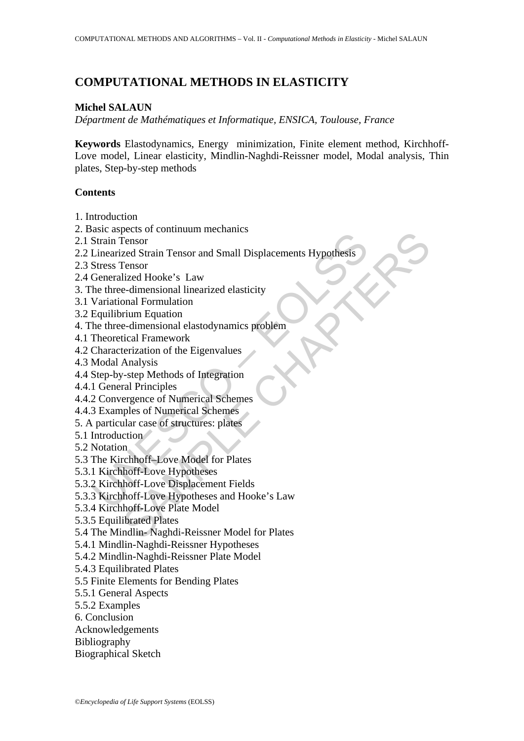# COMPUTATIONAL METHODS IN ELASTICITY

**Michel SALAUN**

*Départment de Mathématiques et Informatique, ENSICA, Toulouse, France*

**Keywords** Elastodynamics, Energy minimization, Finite element method, Kirchhoff-Love model, Linear elasticity, Mindlin-Naghdi-Reissner model, Modal analysis, Thin plates, Step-by-step methods

**Contents**

1. Introduction
2. Basic aspects of continuum mechanics
2.1 Strain Tensor
2.2 Linearized Strain Tensor and Small Displacements Hypothesis
2.3 Stress Tensor
2.4 Generalized Hooke's Law
3. The three-dimensional linearized elasticity
3.1 Variational Formulation
3.2 Equilibrium Equation
4. The three-dimensional elastodynamics problem
4.1 Theoretical Framework
4.2 Characterization of the Eigenvalues
4.3 Modal Analysis
4.4 Step-by-step Methods of Integration
4.4.1 General Principles
4.4.2 Convergence of Numerical Schemes
4.4.3 Examples of Numerical Schemes
5. A particular case of structures: plates
5.1 Introduction
5.2 Notation
5.3 The Kirchhoff–Love Model for Plates
5.3.1 Kirchhoff-Love Hypotheses
5.3.2 Kirchhoff-Love Displacement Fields
5.3.3 Kirchhoff-Love Hypotheses and Hooke's Law
5.3.4 Kirchhoff-Love Plate Model
5.3.5 Equilibrated Plates
5.4 The Mindlin- Naghdi-Reissner Model for Plates
5.4.1 Mindlin-Naghdi-Reissner Hypotheses
5.4.2 Mindlin-Naghdi-Reissner Plate Model
5.4.3 Equilibrated Plates
5.5 Finite Elements for Bending Plates
5.5.1 General Aspects
5.5.2 Examples
6. Conclusion

Acknowledgements

Bibliography

Biographical Sketch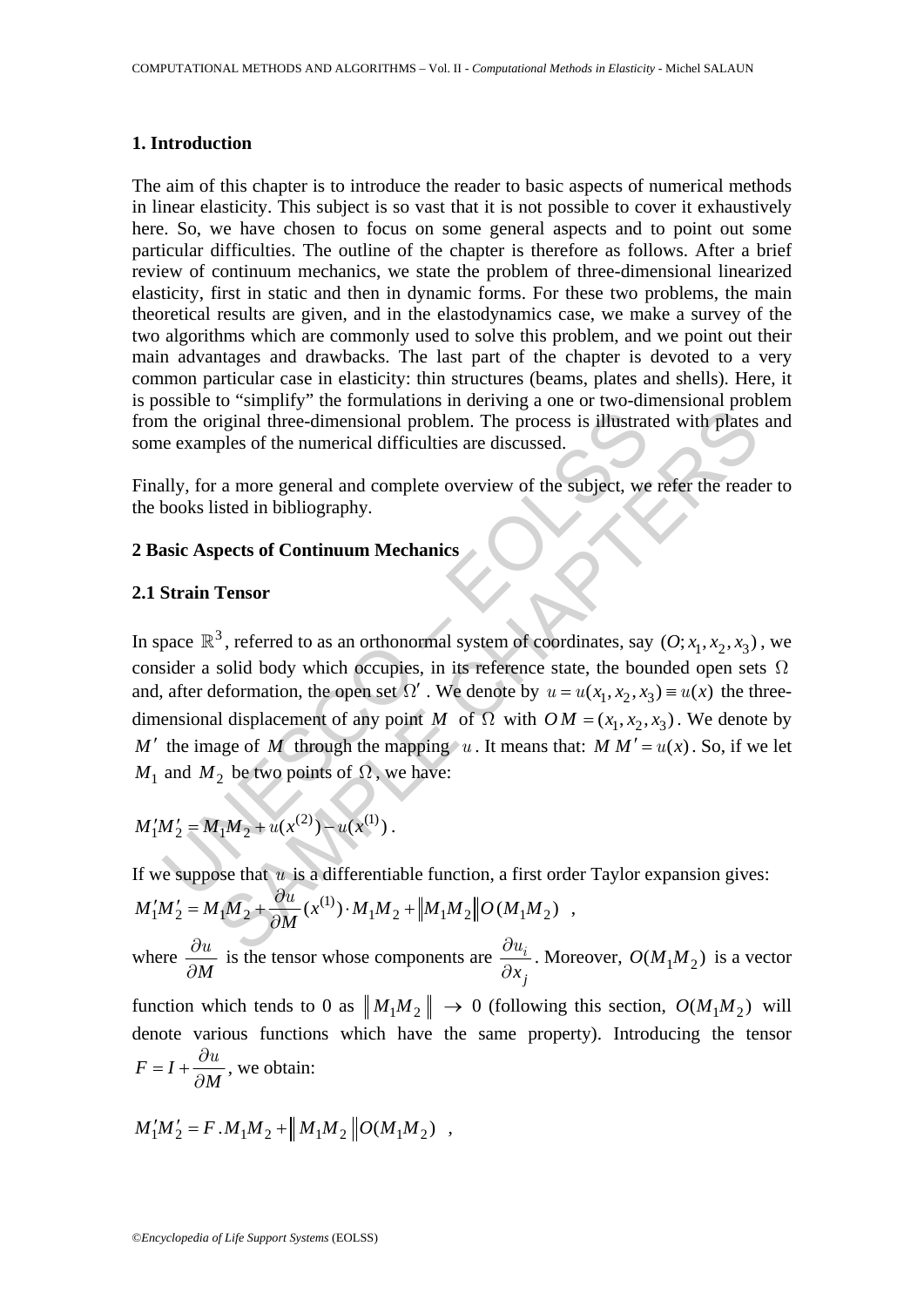## 1. Introduction

The aim of this chapter is to introduce the reader to basic aspects of numerical methods in linear elasticity. This subject is so vast that it is not possible to cover it exhaustively here. So, we have chosen to focus on some general aspects and to point out some particular difficulties. The outline of the chapter is therefore as follows. After a brief review of continuum mechanics, we state the problem of three-dimensional linearized elasticity, first in static and then in dynamic forms. For these two problems, the main theoretical results are given, and in the elastodynamics case, we make a survey of the two algorithms which are commonly used to solve this problem, and we point out their main advantages and drawbacks. The last part of the chapter is devoted to a very common particular case in elasticity: thin structures (beams, plates and shells). Here, it is possible to "simplify" the formulations in deriving a one or two-dimensional problem from the original three-dimensional problem. The process is illustrated with plates and some examples of the numerical difficulties are discussed.

Finally, for a more general and complete overview of the subject, we refer the reader to the books listed in bibliography.

## 2 Basic Aspects of Continuum Mechanics

### 2.1 Strain Tensor

In space $\mathbb{R}^3$, referred to as an orthonormal system of coordinates, say $(O; x_1, x_2, x_3)$, we consider a solid body which occupies, in its reference state, the bounded open sets $\Omega$ and, after deformation, the open set $\Omega'$. We denote by $u = u(x_1, x_2, x_3) \equiv u(x)$ the three-dimensional displacement of any point $M$ of $\Omega$ with $OM = (x_1, x_2, x_3)$. We denote by $M'$ the image of $M$ through the mapping $u$. It means that: $M\,M' = u(x)$. So, if we let $M_1$ and $M_2$ be two points of $\Omega$, we have:

$$M_1'M_2' = M_1M_2 + u(x^{(2)}) - u(x^{(1)}) .$$

If we suppose that $u$ is a differentiable function, a first order Taylor expansion gives:

$$M_1'M_2' = M_1M_2 + \frac{\partial u}{\partial M}(x^{(1)}) \cdot M_1M_2 + \left\| M_1M_2 \right\| O(M_1M_2) \quad ,$$

where $\frac{\partial u}{\partial M}$ is the tensor whose components are $\frac{\partial u_i}{\partial x_j}$. Moreover, $O(M_1M_2)$ is a vector function which tends to 0 as $\left\| M_1M_2 \right\| \rightarrow 0$ (following this section, $O(M_1M_2)$ will denote various functions which have the same property). Introducing the tensor $F = I + \frac{\partial u}{\partial M}$, we obtain:

$$M_1'M_2' = F \,.\, M_1M_2 + \left\| M_1M_2 \right\| O(M_1M_2) \quad ,$$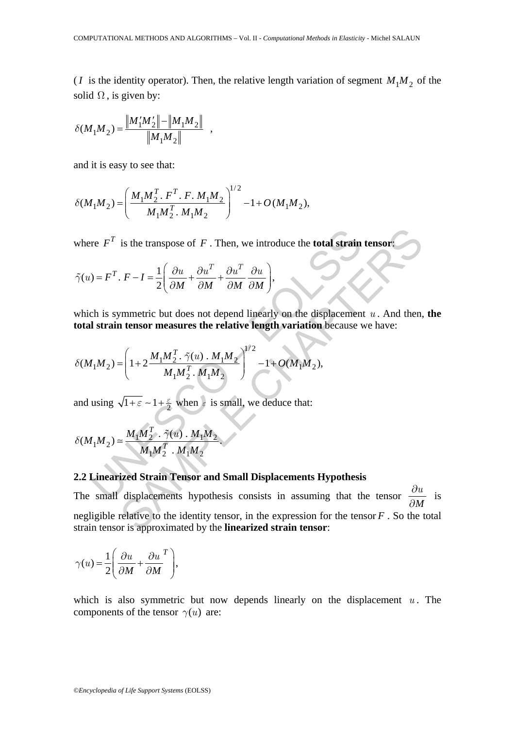($I$ is the identity operator). Then, the relative length variation of segment $M_1M_2$ of the solid $\Omega$, is given by:

$$\delta(M_1M_2) = \frac{\|M_1'M_2'\| - \|M_1M_2\|}{\|M_1M_2\|} \quad ,$$

and it is easy to see that:

$$\delta(M_1M_2) = \left( \frac{M_1M_2^T \,.\, F^T \,.\, F. \, M_1M_2}{M_1M_2^T \,.\, M_1M_2} \right)^{1/2} - 1 + O(M_1M_2),$$

where $F^T$ is the transpose of $F$. Then, we introduce the **total strain tensor**:

$$\tilde{\gamma}(u) = F^T \,.\, F - I = \frac{1}{2}\left( \frac{\partial u}{\partial M} + \frac{\partial u^T}{\partial M} + \frac{\partial u^T}{\partial M}\, \frac{\partial u}{\partial M} \right),$$

which is symmetric but does not depend linearly on the displacement $u$. And then, **the total strain tensor measures the relative length variation** because we have:

$$\delta(M_1M_2) = \left( 1 + 2\frac{M_1M_2^T \,.\, \tilde{\gamma}(u) \,.\, M_1M_2}{M_1M_2^T \,.\, M_1M_2} \right)^{1/2} - 1 + O(M_1M_2),$$

and using $\sqrt{1+\varepsilon} \sim 1 + \frac{\varepsilon}{2}$ when $\varepsilon$ is small, we deduce that:

$$\delta(M_1M_2) \simeq \frac{M_1M_2^T \,.\, \tilde{\gamma}(u) \,.\, M_1M_2}{M_1M_2^T \,.\, M_1M_2}.$$

## 2.2 Linearized Strain Tensor and Small Displacements Hypothesis

The small displacements hypothesis consists in assuming that the tensor $\frac{\partial u}{\partial M}$ is negligible relative to the identity tensor, in the expression for the tensor $F$. So the total strain tensor is approximated by the **linearized strain tensor**:

$$\gamma(u) = \frac{1}{2}\left( \frac{\partial u}{\partial M} + \frac{\partial u}{\partial M}^T \right),$$

which is also symmetric but now depends linearly on the displacement $u$. The components of the tensor $\gamma(u)$ are: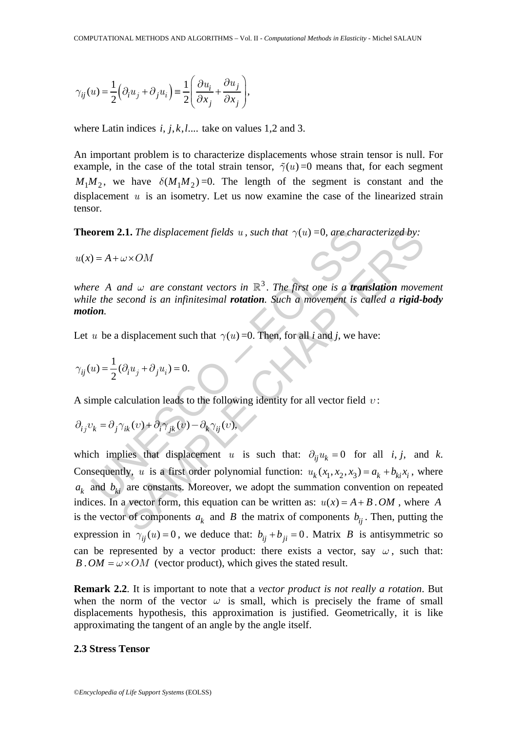$$\gamma_{ij}(u) = \frac{1}{2}\left(\partial_i u_j + \partial_j u_i\right) \equiv \frac{1}{2}\left(\frac{\partial u_i}{\partial x_j} + \frac{\partial u_j}{\partial x_j}\right),$$

where Latin indices $i, j, k, l....$ take on values 1,2 and 3.

An important problem is to characterize displacements whose strain tensor is null. For example, in the case of the total strain tensor, $\tilde{\gamma}(u) = 0$ means that, for each segment $M_1M_2$, we have $\delta(M_1M_2) = 0$. The length of the segment is constant and the displacement $u$ is an isometry. Let us now examine the case of the linearized strain tensor.

**Theorem 2.1.** *The displacement fields* $u$*, such that* $\gamma(u) = 0$*, are characterized by:*

$$u(x) = A + \omega \times OM$$

*where* $A$ *and* $\omega$ *are constant vectors in* $\mathbb{R}^3$*. The first one is a* ***translation*** *movement while the second is an infinitesimal* ***rotation****. Such a movement is called a* ***rigid-body motion****.*

Let $u$ be a displacement such that $\gamma(u) = 0$. Then, for all *i* and *j*, we have:

$$\gamma_{ij}(u) = \frac{1}{2}(\partial_i u_j + \partial_j u_i) = 0.$$

A simple calculation leads to the following identity for all vector field $\upsilon$:

$$\partial_{ij}\upsilon_k = \partial_j \gamma_{ik}(\upsilon) + \partial_i \gamma_{jk}(\upsilon) - \partial_k \gamma_{ij}(\upsilon),$$

which implies that displacement $u$ is such that: $\partial_{ij} u_k = 0$ for all *i, j,* and *k*. Consequently, $u$ is a first order polynomial function: $u_k(x_1, x_2, x_3) = a_k + b_{ki} x_i$, where $a_k$ and $b_{ki}$ are constants. Moreover, we adopt the summation convention on repeated indices. In a vector form, this equation can be written as: $u(x) = A + B\,.OM$, where $A$ is the vector of components $a_k$ and $B$ the matrix of components $b_{ij}$. Then, putting the expression in $\gamma_{ij}(u) = 0$, we deduce that: $b_{ij} + b_{ji} = 0$. Matrix $B$ is antisymmetric so can be represented by a vector product: there exists a vector, say $\omega$, such that: $B\,.OM = \omega \times OM$ (vector product), which gives the stated result.

**Remark 2.2**. It is important to note that a *vector product is not really a rotation*. But when the norm of the vector $\omega$ is small, which is precisely the frame of small displacements hypothesis, this approximation is justified. Geometrically, it is like approximating the tangent of an angle by the angle itself.

### 2.3 Stress Tensor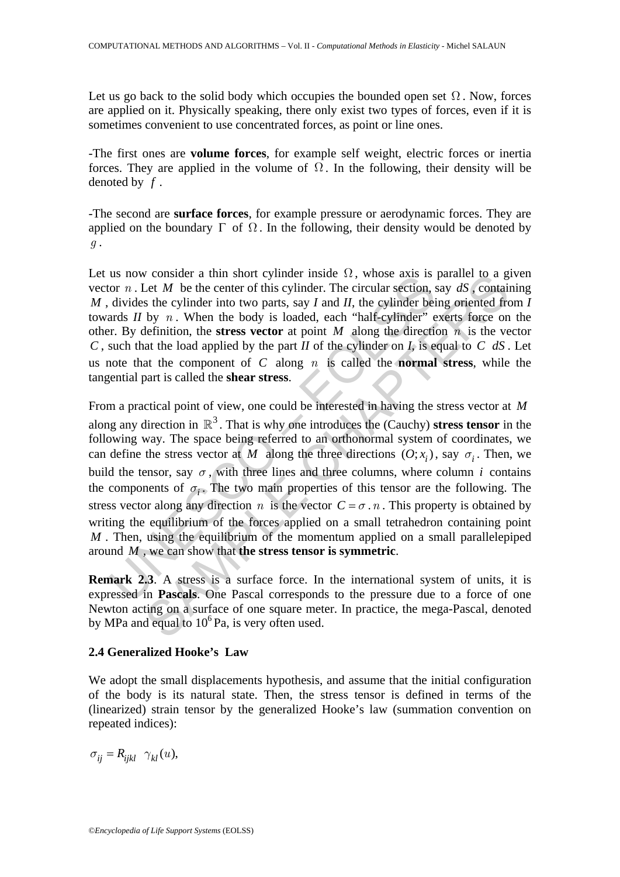Let us go back to the solid body which occupies the bounded open set $\Omega$. Now, forces are applied on it. Physically speaking, there only exist two types of forces, even if it is sometimes convenient to use concentrated forces, as point or line ones.

-The first ones are **volume forces**, for example self weight, electric forces or inertia forces. They are applied in the volume of $\Omega$. In the following, their density will be denoted by $f$.

-The second are **surface forces**, for example pressure or aerodynamic forces. They are applied on the boundary $\Gamma$ of $\Omega$. In the following, their density would be denoted by $g$.

Let us now consider a thin short cylinder inside $\Omega$, whose axis is parallel to a given vector $n$. Let $M$ be the center of this cylinder. The circular section, say $dS$, containing $M$, divides the cylinder into two parts, say *I* and *II*, the cylinder being oriented from *I* towards *II* by $n$. When the body is loaded, each "half-cylinder" exerts force on the other. By definition, the **stress vector** at point $M$ along the direction $n$ is the vector $C$, such that the load applied by the part *II* of the cylinder on *I*, is equal to $C\ dS$. Let us note that the component of $C$ along $n$ is called the **normal stress**, while the tangential part is called the **shear stress**.

From a practical point of view, one could be interested in having the stress vector at $M$ along any direction in $\mathbb{R}^3$. That is why one introduces the (Cauchy) **stress tensor** in the following way. The space being referred to an orthonormal system of coordinates, we can define the stress vector at $M$ along the three directions $(O;x_i)$, say $\sigma_i$. Then, we build the tensor, say $\sigma$, with three lines and three columns, where column $i$ contains the components of $\sigma_i$. The two main properties of this tensor are the following. The stress vector along any direction $n$ is the vector $C = \sigma\,.\,n$. This property is obtained by writing the equilibrium of the forces applied on a small tetrahedron containing point $M$. Then, using the equilibrium of the momentum applied on a small parallelepiped around $M$, we can show that **the stress tensor is symmetric**.

**Remark 2.3**. A stress is a surface force. In the international system of units, it is expressed in **Pascals**. One Pascal corresponds to the pressure due to a force of one Newton acting on a surface of one square meter. In practice, the mega-Pascal, denoted by MPa and equal to $10^6$ Pa, is very often used.

### 2.4 Generalized Hooke's Law

We adopt the small displacements hypothesis, and assume that the initial configuration of the body is its natural state. Then, the stress tensor is defined in terms of the (linearized) strain tensor by the generalized Hooke's law (summation convention on repeated indices):

$$\sigma_{ij} = R_{ijkl}\ \ \gamma_{kl}(u),$$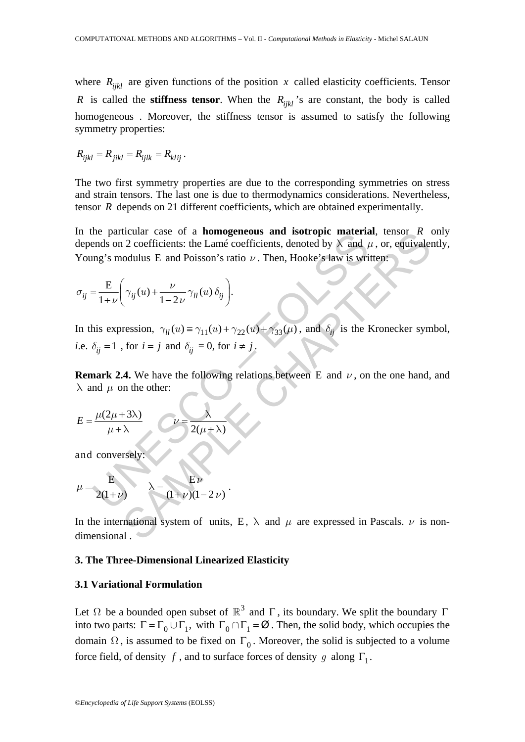where $R_{ijkl}$ are given functions of the position $x$ called elasticity coefficients. Tensor $R$ is called the **stiffness tensor**. When the $R_{ijkl}$'s are constant, the body is called homogeneous . Moreover, the stiffness tensor is assumed to satisfy the following symmetry properties:

$$R_{ijkl} = R_{jikl} = R_{ijlk} = R_{klij}.$$

The two first symmetry properties are due to the corresponding symmetries on stress and strain tensors. The last one is due to thermodynamics considerations. Nevertheless, tensor $R$ depends on 21 different coefficients, which are obtained experimentally.

In the particular case of a **homogeneous and isotropic material**, tensor $R$ only depends on 2 coefficients: the Lamé coefficients, denoted by $\lambda$ and $\mu$, or, equivalently, Young's modulus $\mathrm{E}$ and Poisson's ratio $\nu$. Then, Hooke's law is written:

$$\sigma_{ij} = \frac{\mathrm{E}}{1+\nu}\left(\gamma_{ij}(u) + \frac{\nu}{1-2\nu}\gamma_{ll}(u)\,\delta_{ij}\right).$$

In this expression, $\gamma_{ll}(u) \equiv \gamma_{11}(u) + \gamma_{22}(u) + \gamma_{33}(\mu)$, and $\delta_{ij}$ is the Kronecker symbol, *i*.e. $\delta_{ij} = 1$ , for $i = j$ and $\delta_{ij} = 0$, for $i \neq j$.

**Remark 2.4.** We have the following relations between $\mathrm{E}$ and $\nu$, on the one hand, and $\lambda$ and $\mu$ on the other:

$$E = \frac{\mu(2\mu + 3\lambda)}{\mu + \lambda} \qquad \nu = \frac{\lambda}{2(\mu + \lambda)}$$

and conversely:

$$\mu = \frac{\mathrm{E}}{2(1+\nu)} \qquad \lambda = \frac{\mathrm{E}\nu}{(1+\nu)(1-2\nu)}.$$

In the international system of units, $\mathrm{E}$, $\lambda$ and $\mu$ are expressed in Pascals. $\nu$ is non-dimensional .

## 3. The Three-Dimensional Linearized Elasticity

### 3.1 Variational Formulation

Let $\Omega$ be a bounded open subset of $\mathbb{R}^3$ and $\Gamma$, its boundary. We split the boundary $\Gamma$ into two parts: $\Gamma = \Gamma_0 \cup \Gamma_1$, with $\Gamma_0 \cap \Gamma_1 = \varnothing$. Then, the solid body, which occupies the domain $\Omega$, is assumed to be fixed on $\Gamma_0$. Moreover, the solid is subjected to a volume force field, of density $f$, and to surface forces of density $g$ along $\Gamma_1$.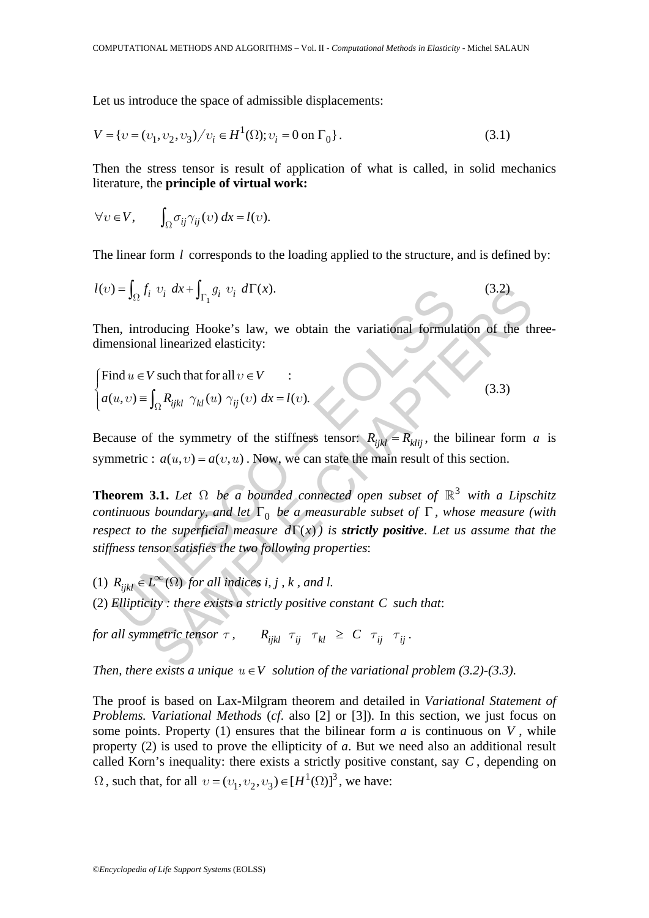Let us introduce the space of admissible displacements:

$$V = \{\upsilon = (\upsilon_1, \upsilon_2, \upsilon_3) / \upsilon_i \in H^1(\Omega); \upsilon_i = 0 \text{ on } \Gamma_0\}. \tag{3.1}$$

Then the stress tensor is result of application of what is called, in solid mechanics literature, the **principle of virtual work:**

$$\forall \upsilon \in V, \qquad \int_\Omega \sigma_{ij} \gamma_{ij}(\upsilon)\, dx = l(\upsilon).$$

The linear form $l$ corresponds to the loading applied to the structure, and is defined by:

$$l(\upsilon) = \int_\Omega f_i \ \upsilon_i \ dx + \int_{\Gamma_1} g_i \ \upsilon_i \ d\Gamma(x). \tag{3.2}$$

Then, introducing Hooke's law, we obtain the variational formulation of the three-dimensional linearized elasticity:

$$\begin{cases} \text{Find } u \in V \text{ such that for all } \upsilon \in V \quad : \\ a(u,\upsilon) \equiv \int_\Omega R_{ijkl} \ \gamma_{kl}(u) \ \gamma_{ij}(\upsilon) \ dx = l(\upsilon). \end{cases} \tag{3.3}$$

Because of the symmetry of the stiffness tensor: $R_{ijkl} = R_{klij}$, the bilinear form $a$ is symmetric : $a(u,\upsilon) = a(\upsilon,u)$. Now, we can state the main result of this section.

**Theorem 3.1.** *Let $\Omega$ be a bounded connected open subset of $\mathbb{R}^3$ with a Lipschitz continuous boundary, and let $\Gamma_0$ be a measurable subset of $\Gamma$, whose measure (with respect to the superficial measure $d\Gamma(x)$) is* ***strictly positive****. Let us assume that the stiffness tensor satisfies the two following properties*:

(1) $R_{ijkl} \in L^\infty(\Omega)$ *for all indices i, j , k , and l.*

(2) *Ellipticity : there exists a strictly positive constant $C$ such that*:

*for all symmetric tensor $\tau$,* $\qquad R_{ijkl} \ \tau_{ij} \ \tau_{kl} \ \geq \ C \ \tau_{ij} \ \tau_{ij}$.

*Then, there exists a unique $u \in V$ solution of the variational problem (3.2)-(3.3).*

The proof is based on Lax-Milgram theorem and detailed in *Variational Statement of Problems. Variational Methods* (*cf*. also [2] or [3]). In this section, we just focus on some points. Property (1) ensures that the bilinear form *a* is continuous on $V$, while property (2) is used to prove the ellipticity of *a*. But we need also an additional result called Korn's inequality: there exists a strictly positive constant, say $C$, depending on $\Omega$, such that, for all $\upsilon = (\upsilon_1, \upsilon_2, \upsilon_3) \in [H^1(\Omega)]^3$, we have: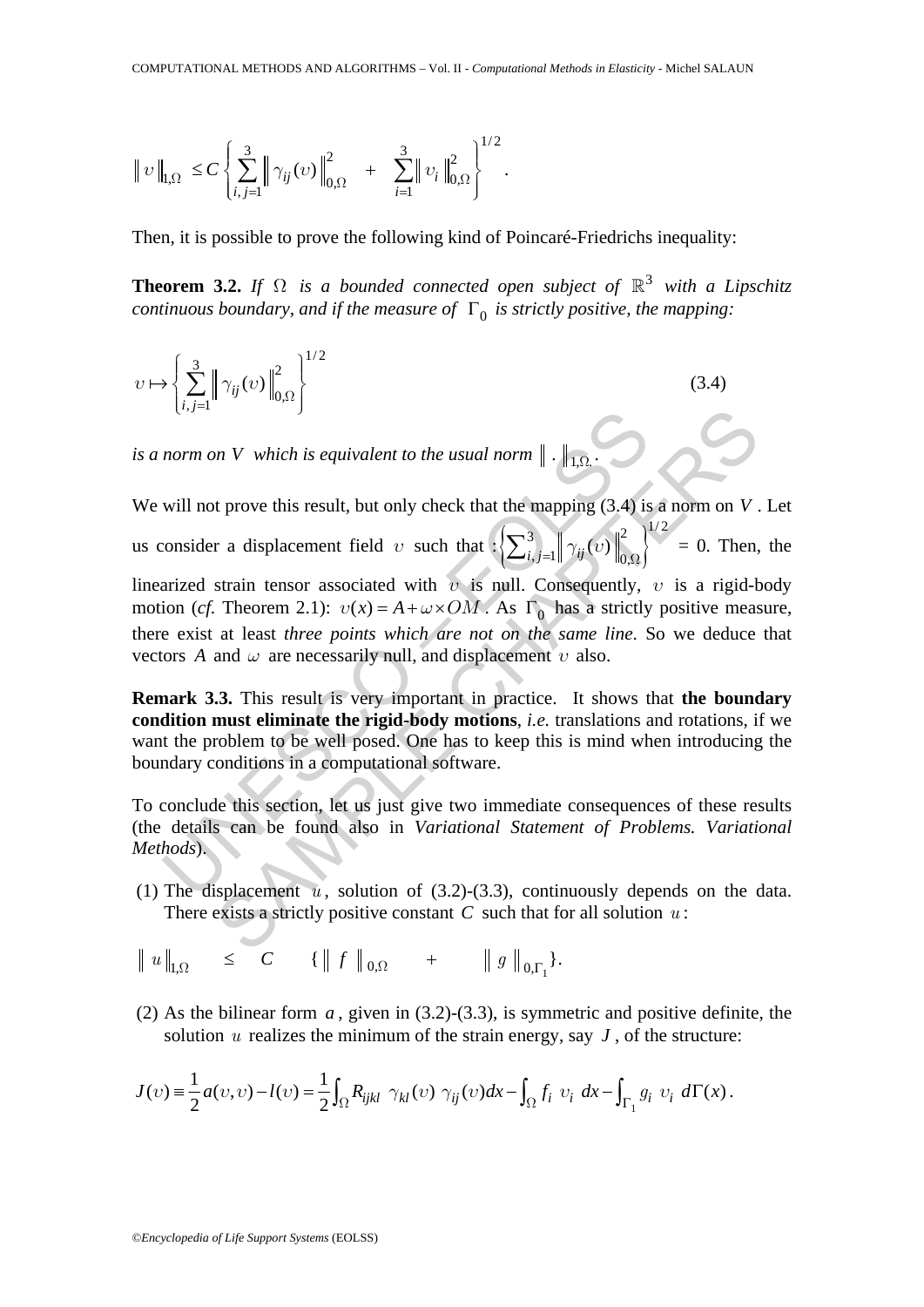$$\| \upsilon \|_{1,\Omega} \leq C \left\{ \sum_{i,j=1}^{3} \| \gamma_{ij}(\upsilon) \|_{0,\Omega}^{2} \quad + \quad \sum_{i=1}^{3} \| \upsilon_i \|_{0,\Omega}^{2} \right\}^{1/2} .$$

Then, it is possible to prove the following kind of Poincaré-Friedrichs inequality:

**Theorem 3.2.** *If $\Omega$ is a bounded connected open subject of $\mathbb{R}^3$ with a Lipschitz continuous boundary, and if the measure of $\Gamma_0$ is strictly positive, the mapping:*

$$\upsilon \mapsto \left\{ \sum_{i,j=1}^{3} \| \gamma_{ij}(\upsilon) \|_{0,\Omega}^{2} \right\}^{1/2} \tag{3.4}$$

*is a norm on $V$ which is equivalent to the usual norm $\| \,.\, \|_{1,\Omega}$.*

We will not prove this result, but only check that the mapping (3.4) is a norm on $V$. Let us consider a displacement field $\upsilon$ such that : $\left\{ \sum_{i,j=1}^{3} \| \gamma_{ij}(\upsilon) \|_{0,\Omega}^{2} \right\}^{1/2} = 0$. Then, the linearized strain tensor associated with $\upsilon$ is null. Consequently, $\upsilon$ is a rigid-body motion (*cf.* Theorem 2.1): $\upsilon(x) = A + \omega \times OM$. As $\Gamma_0$ has a strictly positive measure, there exist at least *three points which are not on the same line*. So we deduce that vectors $A$ and $\omega$ are necessarily null, and displacement $\upsilon$ also.

**Remark 3.3.** This result is very important in practice. It shows that **the boundary condition must eliminate the rigid-body motions**, *i.e.* translations and rotations, if we want the problem to be well posed. One has to keep this is mind when introducing the boundary conditions in a computational software.

To conclude this section, let us just give two immediate consequences of these results (the details can be found also in *Variational Statement of Problems. Variational Methods*).

(1) The displacement $u$, solution of (3.2)-(3.3), continuously depends on the data. There exists a strictly positive constant $C$ such that for all solution $u$:

$$\| u \|_{1,\Omega} \quad \leq \quad C \quad \{ \| f \|_{0,\Omega} \quad + \quad \| g \|_{0,\Gamma_1} \}.$$

(2) As the bilinear form $a$, given in (3.2)-(3.3), is symmetric and positive definite, the solution $u$ realizes the minimum of the strain energy, say $J$, of the structure:

$$J(\upsilon) \equiv \frac{1}{2} a(\upsilon,\upsilon) - l(\upsilon) = \frac{1}{2} \int_{\Omega} R_{ijkl} \; \gamma_{kl}(\upsilon) \; \gamma_{ij}(\upsilon) dx - \int_{\Omega} f_i \; \upsilon_i \; dx - \int_{\Gamma_1} g_i \; \upsilon_i \; d\Gamma(x).$$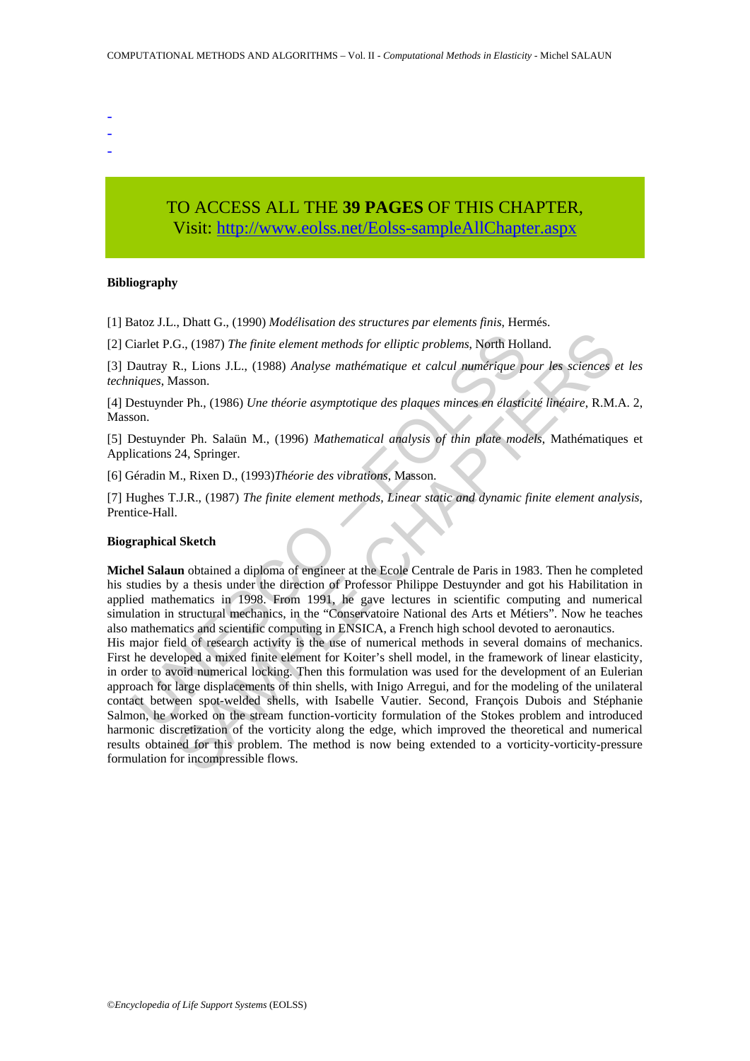-
-
-

TO ACCESS ALL THE **39 PAGES** OF THIS CHAPTER,
Visit: http://www.eolss.net/Eolss-sampleAllChapter.aspx

**Bibliography**

[1] Batoz J.L., Dhatt G., (1990) *Modélisation des structures par elements finis*, Hermés.

[2] Ciarlet P.G., (1987) *The finite element methods for elliptic problems*, North Holland.

[3] Dautray R., Lions J.L., (1988) *Analyse mathématique et calcul numérique pour les sciences et les techniques*, Masson.

[4] Destuynder Ph., (1986) *Une théorie asymptotique des plaques minces en élasticité linéaire*, R.M.A. 2, Masson.

[5] Destuynder Ph. Salaün M., (1996) *Mathematical analysis of thin plate models*, Mathématiques et Applications 24, Springer.

[6] Géradin M., Rixen D., (1993)*Théorie des vibrations*, Masson.

[7] Hughes T.J.R., (1987) *The finite element methods, Linear static and dynamic finite element analysis*, Prentice-Hall.

**Biographical Sketch**

**Michel Salaun** obtained a diploma of engineer at the Ecole Centrale de Paris in 1983. Then he completed his studies by a thesis under the direction of Professor Philippe Destuynder and got his Habilitation in applied mathematics in 1998. From 1991, he gave lectures in scientific computing and numerical simulation in structural mechanics, in the "Conservatoire National des Arts et Métiers". Now he teaches also mathematics and scientific computing in ENSICA, a French high school devoted to aeronautics.

His major field of research activity is the use of numerical methods in several domains of mechanics. First he developed a mixed finite element for Koiter's shell model, in the framework of linear elasticity, in order to avoid numerical locking. Then this formulation was used for the development of an Eulerian approach for large displacements of thin shells, with Inigo Arregui, and for the modeling of the unilateral contact between spot-welded shells, with Isabelle Vautier. Second, François Dubois and Stéphanie Salmon, he worked on the stream function-vorticity formulation of the Stokes problem and introduced harmonic discretization of the vorticity along the edge, which improved the theoretical and numerical results obtained for this problem. The method is now being extended to a vorticity-vorticity-pressure formulation for incompressible flows.